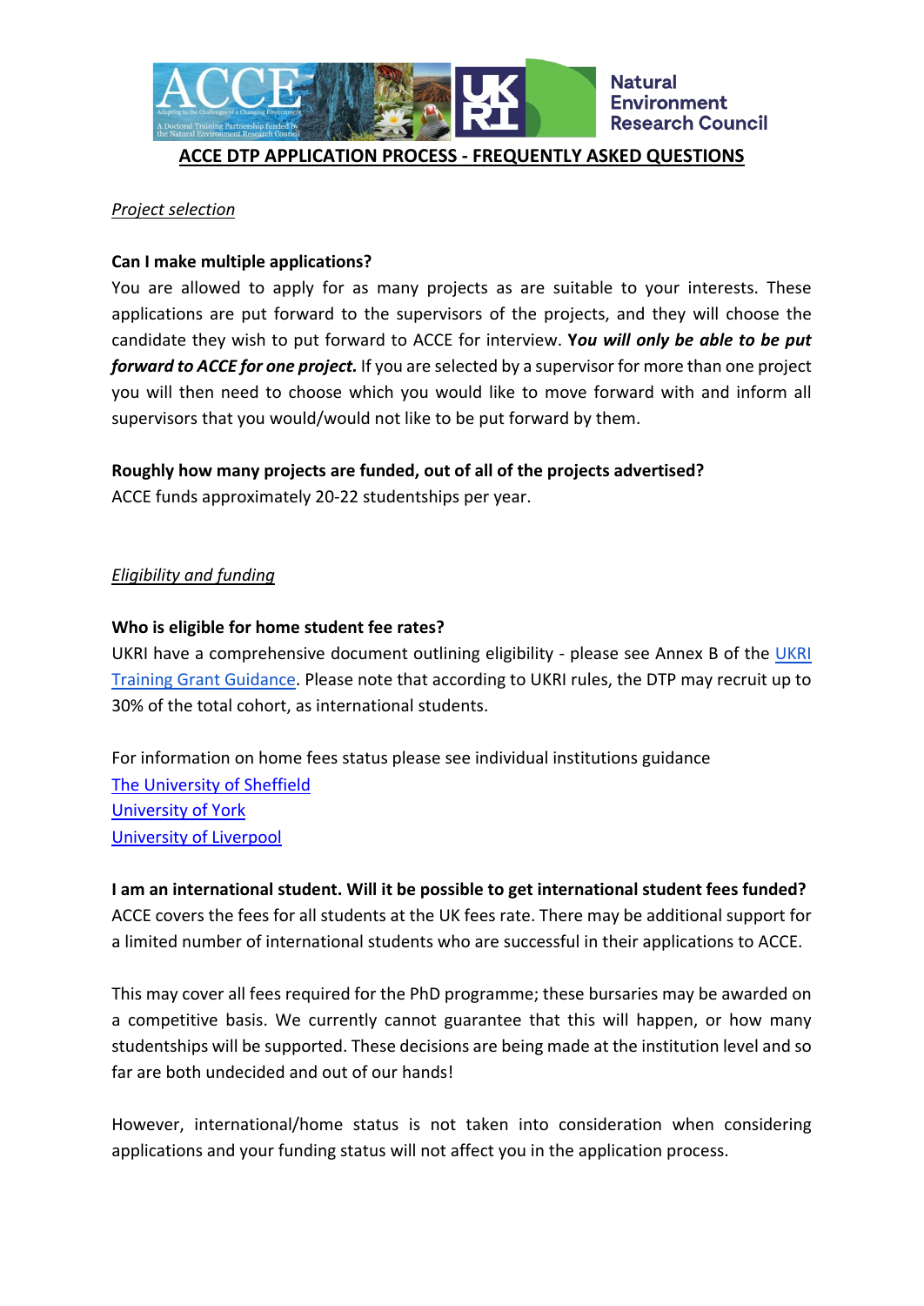# ACCE DTP APPLICATION PROCESS - FREQUENTLY ASKED QUESTIONS

*Project selection*

**Can I make multiple applications?**

You are allowed to apply for as many projects as are suitable to your interests. These applications are put forward to the supervisors of the projects, and they will choose the candidate they wish to put forward to ACCE for interview. ***You will only be able to be put forward to ACCE for one project.*** If you are selected by a supervisor for more than one project you will then need to choose which you would like to move forward with and inform all supervisors that you would/would not like to be put forward by them.

**Roughly how many projects are funded, out of all of the projects advertised?**

ACCE funds approximately 20-22 studentships per year.

*Eligibility and funding*

**Who is eligible for home student fee rates?**

UKRI have a comprehensive document outlining eligibility - please see Annex B of the UKRI Training Grant Guidance. Please note that according to UKRI rules, the DTP may recruit up to 30% of the total cohort, as international students.

For information on home fees status please see individual institutions guidance

The University of Sheffield
University of York
University of Liverpool

**I am an international student. Will it be possible to get international student fees funded?**

ACCE covers the fees for all students at the UK fees rate. There may be additional support for a limited number of international students who are successful in their applications to ACCE.

This may cover all fees required for the PhD programme; these bursaries may be awarded on a competitive basis. We currently cannot guarantee that this will happen, or how many studentships will be supported. These decisions are being made at the institution level and so far are both undecided and out of our hands!

However, international/home status is not taken into consideration when considering applications and your funding status will not affect you in the application process.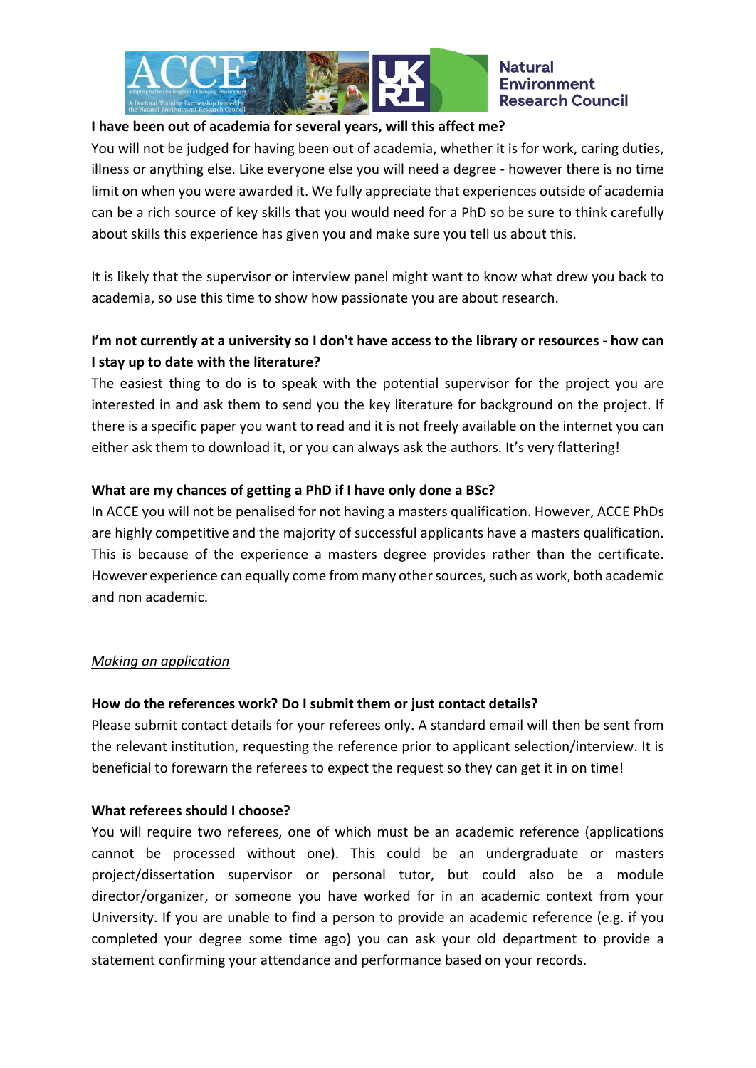**I have been out of academia for several years, will this affect me?**

You will not be judged for having been out of academia, whether it is for work, caring duties, illness or anything else. Like everyone else you will need a degree - however there is no time limit on when you were awarded it. We fully appreciate that experiences outside of academia can be a rich source of key skills that you would need for a PhD so be sure to think carefully about skills this experience has given you and make sure you tell us about this.

It is likely that the supervisor or interview panel might want to know what drew you back to academia, so use this time to show how passionate you are about research.

**I'm not currently at a university so I don't have access to the library or resources - how can I stay up to date with the literature?**

The easiest thing to do is to speak with the potential supervisor for the project you are interested in and ask them to send you the key literature for background on the project. If there is a specific paper you want to read and it is not freely available on the internet you can either ask them to download it, or you can always ask the authors. It's very flattering!

**What are my chances of getting a PhD if I have only done a BSc?**

In ACCE you will not be penalised for not having a masters qualification. However, ACCE PhDs are highly competitive and the majority of successful applicants have a masters qualification. This is because of the experience a masters degree provides rather than the certificate. However experience can equally come from many other sources, such as work, both academic and non academic.

## *Making an application*

**How do the references work? Do I submit them or just contact details?**

Please submit contact details for your referees only. A standard email will then be sent from the relevant institution, requesting the reference prior to applicant selection/interview. It is beneficial to forewarn the referees to expect the request so they can get it in on time!

**What referees should I choose?**

You will require two referees, one of which must be an academic reference (applications cannot be processed without one). This could be an undergraduate or masters project/dissertation supervisor or personal tutor, but could also be a module director/organizer, or someone you have worked for in an academic context from your University. If you are unable to find a person to provide an academic reference (e.g. if you completed your degree some time ago) you can ask your old department to provide a statement confirming your attendance and performance based on your records.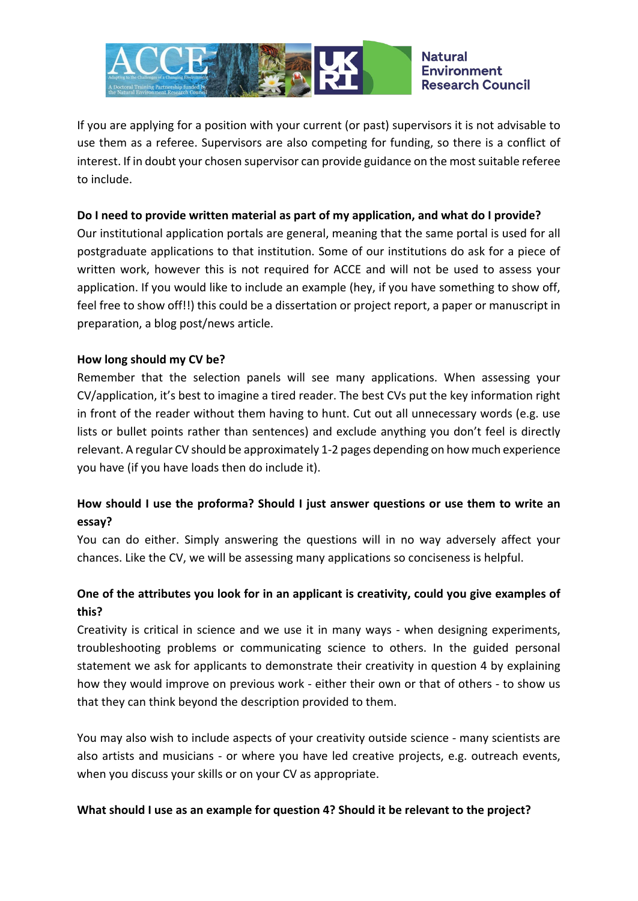If you are applying for a position with your current (or past) supervisors it is not advisable to use them as a referee. Supervisors are also competing for funding, so there is a conflict of interest. If in doubt your chosen supervisor can provide guidance on the most suitable referee to include.

**Do I need to provide written material as part of my application, and what do I provide?**

Our institutional application portals are general, meaning that the same portal is used for all postgraduate applications to that institution. Some of our institutions do ask for a piece of written work, however this is not required for ACCE and will not be used to assess your application. If you would like to include an example (hey, if you have something to show off, feel free to show off!!) this could be a dissertation or project report, a paper or manuscript in preparation, a blog post/news article.

**How long should my CV be?**

Remember that the selection panels will see many applications. When assessing your CV/application, it's best to imagine a tired reader. The best CVs put the key information right in front of the reader without them having to hunt. Cut out all unnecessary words (e.g. use lists or bullet points rather than sentences) and exclude anything you don't feel is directly relevant. A regular CV should be approximately 1-2 pages depending on how much experience you have (if you have loads then do include it).

**How should I use the proforma? Should I just answer questions or use them to write an essay?**

You can do either. Simply answering the questions will in no way adversely affect your chances. Like the CV, we will be assessing many applications so conciseness is helpful.

**One of the attributes you look for in an applicant is creativity, could you give examples of this?**

Creativity is critical in science and we use it in many ways - when designing experiments, troubleshooting problems or communicating science to others. In the guided personal statement we ask for applicants to demonstrate their creativity in question 4 by explaining how they would improve on previous work - either their own or that of others - to show us that they can think beyond the description provided to them.

You may also wish to include aspects of your creativity outside science - many scientists are also artists and musicians - or where you have led creative projects, e.g. outreach events, when you discuss your skills or on your CV as appropriate.

**What should I use as an example for question 4? Should it be relevant to the project?**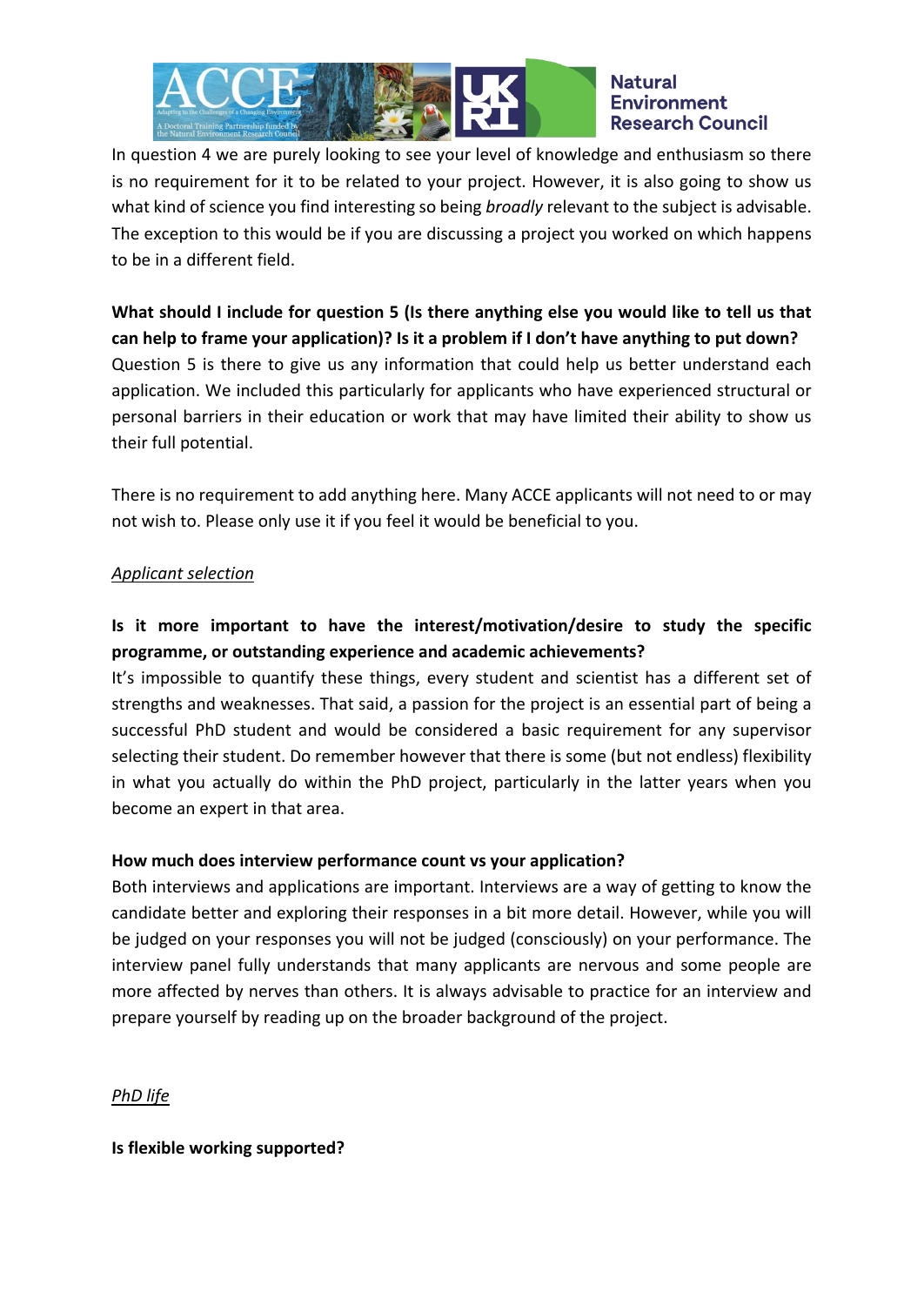In question 4 we are purely looking to see your level of knowledge and enthusiasm so there is no requirement for it to be related to your project. However, it is also going to show us what kind of science you find interesting so being *broadly* relevant to the subject is advisable. The exception to this would be if you are discussing a project you worked on which happens to be in a different field.

**What should I include for question 5 (Is there anything else you would like to tell us that can help to frame your application)? Is it a problem if I don't have anything to put down?**

Question 5 is there to give us any information that could help us better understand each application. We included this particularly for applicants who have experienced structural or personal barriers in their education or work that may have limited their ability to show us their full potential.

There is no requirement to add anything here. Many ACCE applicants will not need to or may not wish to. Please only use it if you feel it would be beneficial to you.

## Applicant selection

**Is it more important to have the interest/motivation/desire to study the specific programme, or outstanding experience and academic achievements?**

It's impossible to quantify these things, every student and scientist has a different set of strengths and weaknesses. That said, a passion for the project is an essential part of being a successful PhD student and would be considered a basic requirement for any supervisor selecting their student. Do remember however that there is some (but not endless) flexibility in what you actually do within the PhD project, particularly in the latter years when you become an expert in that area.

**How much does interview performance count vs your application?**

Both interviews and applications are important. Interviews are a way of getting to know the candidate better and exploring their responses in a bit more detail. However, while you will be judged on your responses you will not be judged (consciously) on your performance. The interview panel fully understands that many applicants are nervous and some people are more affected by nerves than others. It is always advisable to practice for an interview and prepare yourself by reading up on the broader background of the project.

## PhD life

**Is flexible working supported?**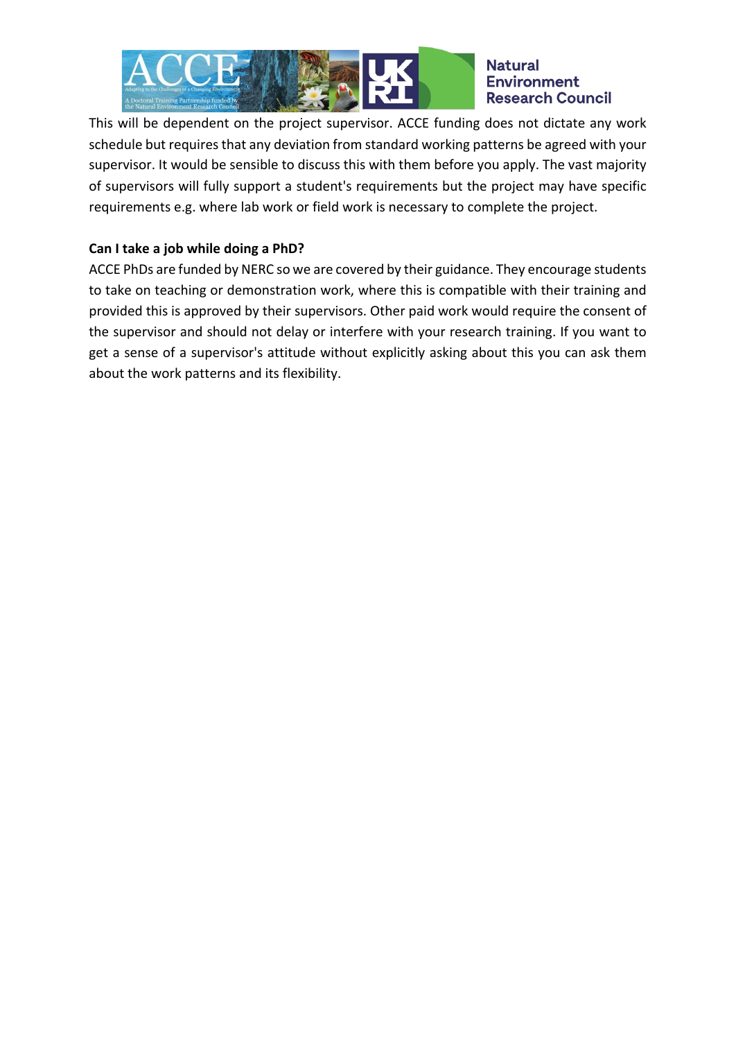This will be dependent on the project supervisor. ACCE funding does not dictate any work schedule but requires that any deviation from standard working patterns be agreed with your supervisor. It would be sensible to discuss this with them before you apply. The vast majority of supervisors will fully support a student's requirements but the project may have specific requirements e.g. where lab work or field work is necessary to complete the project.

**Can I take a job while doing a PhD?**

ACCE PhDs are funded by NERC so we are covered by their guidance. They encourage students to take on teaching or demonstration work, where this is compatible with their training and provided this is approved by their supervisors. Other paid work would require the consent of the supervisor and should not delay or interfere with your research training. If you want to get a sense of a supervisor's attitude without explicitly asking about this you can ask them about the work patterns and its flexibility.